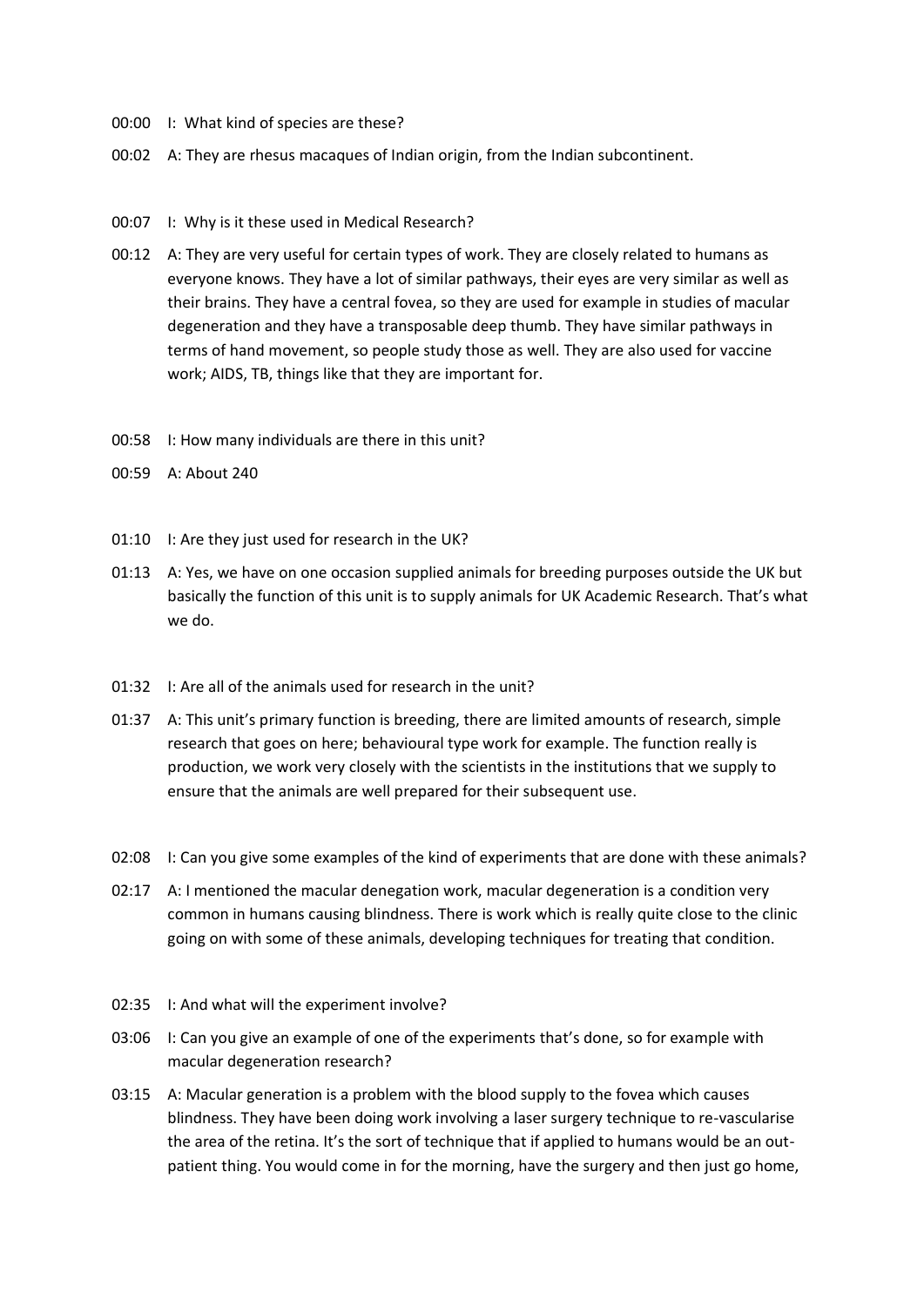00:00 I: What kind of species are these?

00:02 A: They are rhesus macaques of Indian origin, from the Indian subcontinent.

00:07 I: Why is it these used in Medical Research?

00:12 A: They are very useful for certain types of work. They are closely related to humans as everyone knows. They have a lot of similar pathways, their eyes are very similar as well as their brains. They have a central fovea, so they are used for example in studies of macular degeneration and they have a transposable deep thumb. They have similar pathways in terms of hand movement, so people study those as well. They are also used for vaccine work; AIDS, TB, things like that they are important for.

00:58 I: How many individuals are there in this unit?

00:59 A: About 240

01:10 I: Are they just used for research in the UK?

01:13 A: Yes, we have on one occasion supplied animals for breeding purposes outside the UK but basically the function of this unit is to supply animals for UK Academic Research. That's what we do.

01:32 I: Are all of the animals used for research in the unit?

01:37 A: This unit's primary function is breeding, there are limited amounts of research, simple research that goes on here; behavioural type work for example. The function really is production, we work very closely with the scientists in the institutions that we supply to ensure that the animals are well prepared for their subsequent use.

02:08 I: Can you give some examples of the kind of experiments that are done with these animals?

02:17 A: I mentioned the macular denegation work, macular degeneration is a condition very common in humans causing blindness. There is work which is really quite close to the clinic going on with some of these animals, developing techniques for treating that condition.

02:35 I: And what will the experiment involve?

03:06 I: Can you give an example of one of the experiments that's done, so for example with macular degeneration research?

03:15 A: Macular generation is a problem with the blood supply to the fovea which causes blindness. They have been doing work involving a laser surgery technique to re-vascularise the area of the retina. It's the sort of technique that if applied to humans would be an out-patient thing. You would come in for the morning, have the surgery and then just go home,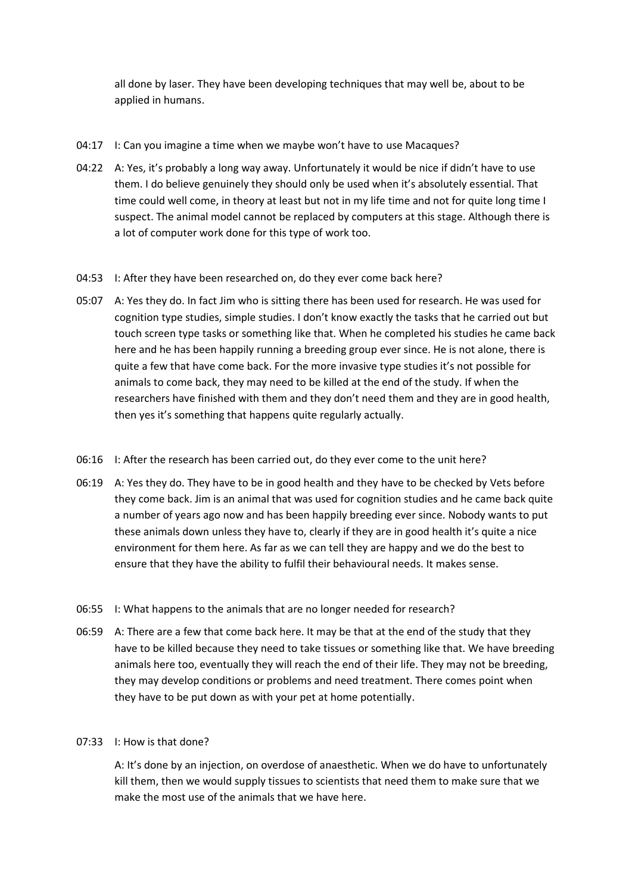all done by laser. They have been developing techniques that may well be, about to be applied in humans.

04:17 I: Can you imagine a time when we maybe won't have to use Macaques?

04:22 A: Yes, it's probably a long way away. Unfortunately it would be nice if didn't have to use them. I do believe genuinely they should only be used when it's absolutely essential. That time could well come, in theory at least but not in my life time and not for quite long time I suspect. The animal model cannot be replaced by computers at this stage. Although there is a lot of computer work done for this type of work too.

04:53 I: After they have been researched on, do they ever come back here?

05:07 A: Yes they do. In fact Jim who is sitting there has been used for research. He was used for cognition type studies, simple studies. I don't know exactly the tasks that he carried out but touch screen type tasks or something like that. When he completed his studies he came back here and he has been happily running a breeding group ever since. He is not alone, there is quite a few that have come back. For the more invasive type studies it's not possible for animals to come back, they may need to be killed at the end of the study. If when the researchers have finished with them and they don't need them and they are in good health, then yes it's something that happens quite regularly actually.

06:16 I: After the research has been carried out, do they ever come to the unit here?

06:19 A: Yes they do. They have to be in good health and they have to be checked by Vets before they come back. Jim is an animal that was used for cognition studies and he came back quite a number of years ago now and has been happily breeding ever since. Nobody wants to put these animals down unless they have to, clearly if they are in good health it's quite a nice environment for them here. As far as we can tell they are happy and we do the best to ensure that they have the ability to fulfil their behavioural needs. It makes sense.

06:55 I: What happens to the animals that are no longer needed for research?

06:59 A: There are a few that come back here. It may be that at the end of the study that they have to be killed because they need to take tissues or something like that. We have breeding animals here too, eventually they will reach the end of their life. They may not be breeding, they may develop conditions or problems and need treatment. There comes point when they have to be put down as with your pet at home potentially.

07:33 I: How is that done?

A: It's done by an injection, on overdose of anaesthetic. When we do have to unfortunately kill them, then we would supply tissues to scientists that need them to make sure that we make the most use of the animals that we have here.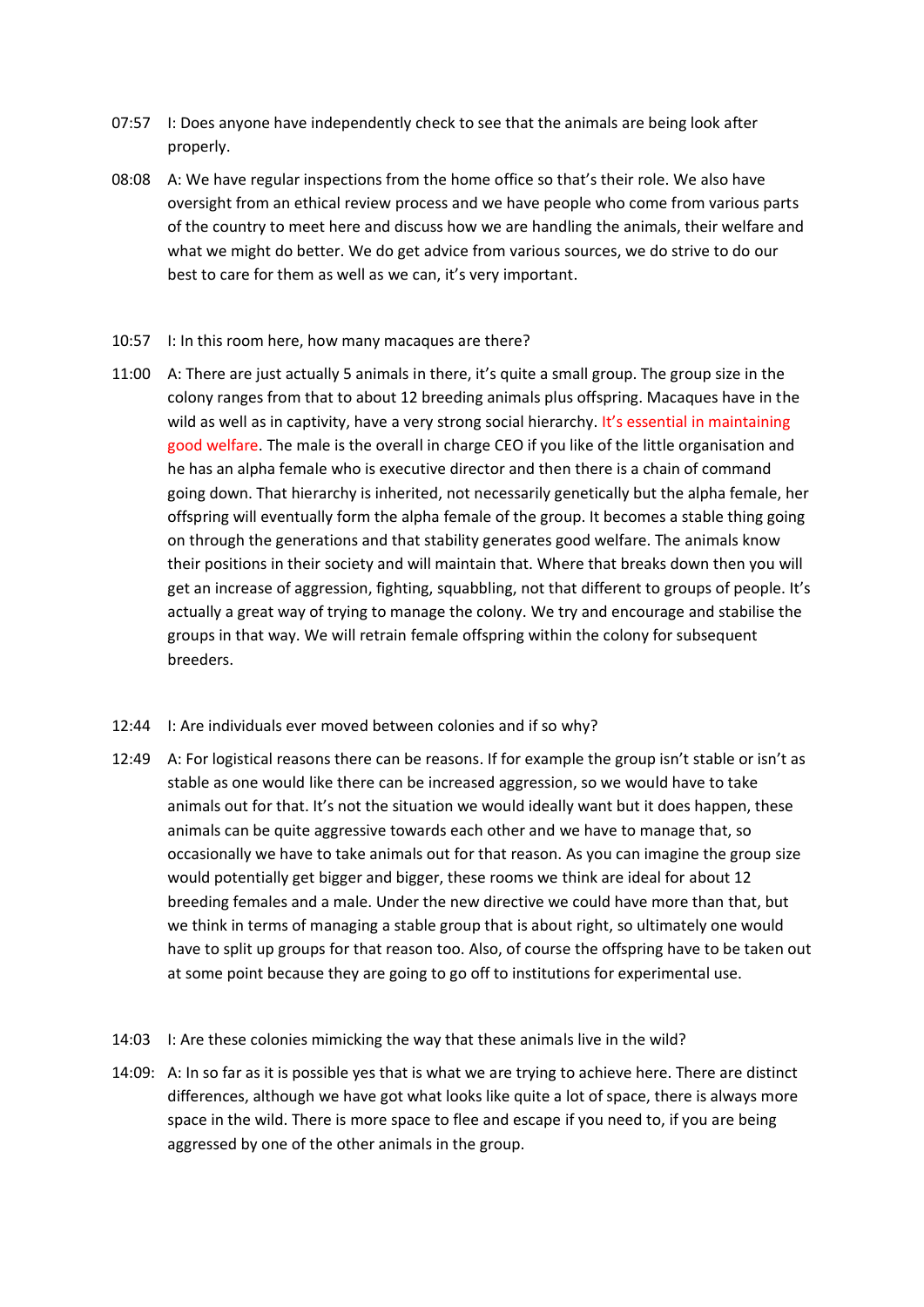07:57 I: Does anyone have independently check to see that the animals are being look after properly.

08:08 A: We have regular inspections from the home office so that's their role. We also have oversight from an ethical review process and we have people who come from various parts of the country to meet here and discuss how we are handling the animals, their welfare and what we might do better. We do get advice from various sources, we do strive to do our best to care for them as well as we can, it's very important.

10:57 I: In this room here, how many macaques are there?

11:00 A: There are just actually 5 animals in there, it's quite a small group. The group size in the colony ranges from that to about 12 breeding animals plus offspring. Macaques have in the wild as well as in captivity, have a very strong social hierarchy. It's essential in maintaining good welfare. The male is the overall in charge CEO if you like of the little organisation and he has an alpha female who is executive director and then there is a chain of command going down. That hierarchy is inherited, not necessarily genetically but the alpha female, her offspring will eventually form the alpha female of the group. It becomes a stable thing going on through the generations and that stability generates good welfare. The animals know their positions in their society and will maintain that. Where that breaks down then you will get an increase of aggression, fighting, squabbling, not that different to groups of people. It's actually a great way of trying to manage the colony. We try and encourage and stabilise the groups in that way. We will retrain female offspring within the colony for subsequent breeders.

12:44 I: Are individuals ever moved between colonies and if so why?

12:49 A: For logistical reasons there can be reasons. If for example the group isn't stable or isn't as stable as one would like there can be increased aggression, so we would have to take animals out for that. It's not the situation we would ideally want but it does happen, these animals can be quite aggressive towards each other and we have to manage that, so occasionally we have to take animals out for that reason. As you can imagine the group size would potentially get bigger and bigger, these rooms we think are ideal for about 12 breeding females and a male. Under the new directive we could have more than that, but we think in terms of managing a stable group that is about right, so ultimately one would have to split up groups for that reason too. Also, of course the offspring have to be taken out at some point because they are going to go off to institutions for experimental use.

14:03 I: Are these colonies mimicking the way that these animals live in the wild?

14:09: A: In so far as it is possible yes that is what we are trying to achieve here. There are distinct differences, although we have got what looks like quite a lot of space, there is always more space in the wild. There is more space to flee and escape if you need to, if you are being aggressed by one of the other animals in the group.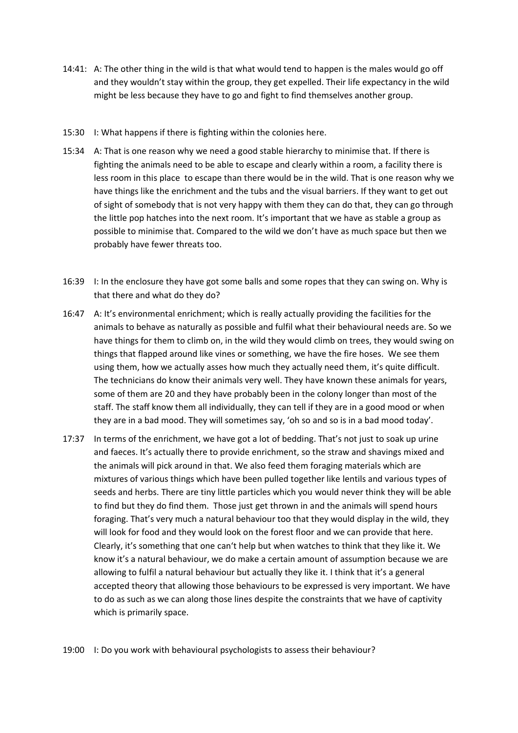14:41: A: The other thing in the wild is that what would tend to happen is the males would go off and they wouldn't stay within the group, they get expelled. Their life expectancy in the wild might be less because they have to go and fight to find themselves another group.

15:30 I: What happens if there is fighting within the colonies here.

15:34 A: That is one reason why we need a good stable hierarchy to minimise that. If there is fighting the animals need to be able to escape and clearly within a room, a facility there is less room in this place to escape than there would be in the wild. That is one reason why we have things like the enrichment and the tubs and the visual barriers. If they want to get out of sight of somebody that is not very happy with them they can do that, they can go through the little pop hatches into the next room. It's important that we have as stable a group as possible to minimise that. Compared to the wild we don't have as much space but then we probably have fewer threats too.

16:39 I: In the enclosure they have got some balls and some ropes that they can swing on. Why is that there and what do they do?

16:47 A: It's environmental enrichment; which is really actually providing the facilities for the animals to behave as naturally as possible and fulfil what their behavioural needs are. So we have things for them to climb on, in the wild they would climb on trees, they would swing on things that flapped around like vines or something, we have the fire hoses. We see them using them, how we actually asses how much they actually need them, it's quite difficult. The technicians do know their animals very well. They have known these animals for years, some of them are 20 and they have probably been in the colony longer than most of the staff. The staff know them all individually, they can tell if they are in a good mood or when they are in a bad mood. They will sometimes say, 'oh so and so is in a bad mood today'.

17:37 In terms of the enrichment, we have got a lot of bedding. That's not just to soak up urine and faeces. It's actually there to provide enrichment, so the straw and shavings mixed and the animals will pick around in that. We also feed them foraging materials which are mixtures of various things which have been pulled together like lentils and various types of seeds and herbs. There are tiny little particles which you would never think they will be able to find but they do find them. Those just get thrown in and the animals will spend hours foraging. That's very much a natural behaviour too that they would display in the wild, they will look for food and they would look on the forest floor and we can provide that here. Clearly, it's something that one can't help but when watches to think that they like it. We know it's a natural behaviour, we do make a certain amount of assumption because we are allowing to fulfil a natural behaviour but actually they like it. I think that it's a general accepted theory that allowing those behaviours to be expressed is very important. We have to do as such as we can along those lines despite the constraints that we have of captivity which is primarily space.

19:00 I: Do you work with behavioural psychologists to assess their behaviour?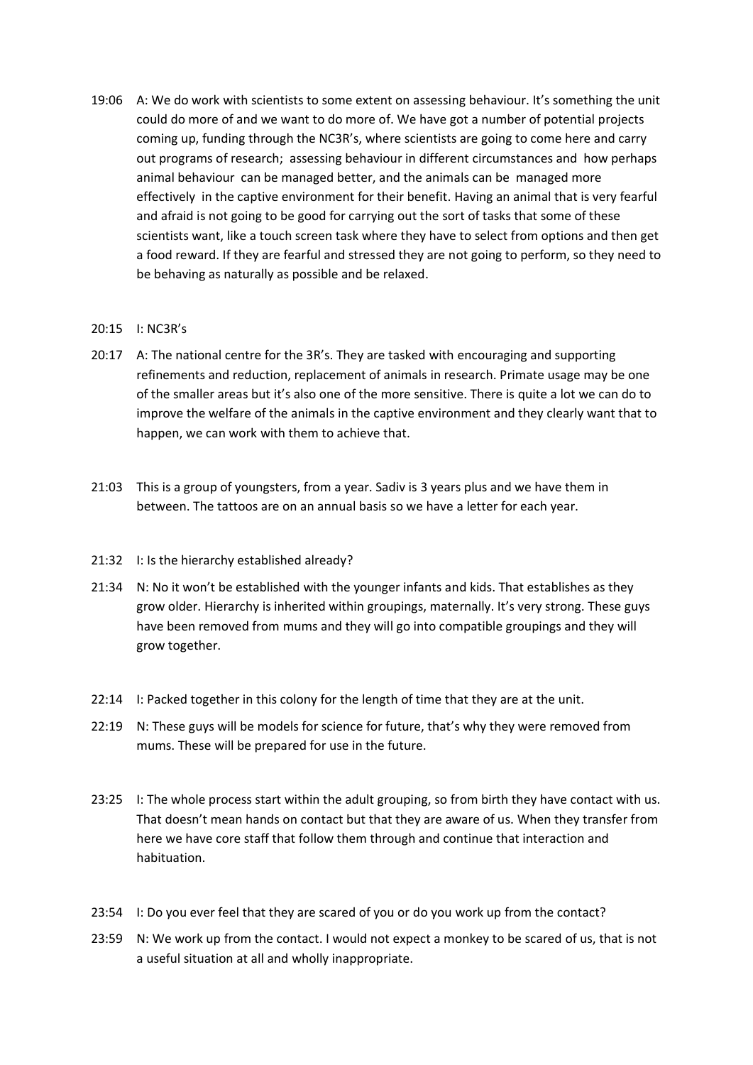19:06 A: We do work with scientists to some extent on assessing behaviour. It's something the unit could do more of and we want to do more of. We have got a number of potential projects coming up, funding through the NC3R's, where scientists are going to come here and carry out programs of research; assessing behaviour in different circumstances and how perhaps animal behaviour can be managed better, and the animals can be managed more effectively in the captive environment for their benefit. Having an animal that is very fearful and afraid is not going to be good for carrying out the sort of tasks that some of these scientists want, like a touch screen task where they have to select from options and then get a food reward. If they are fearful and stressed they are not going to perform, so they need to be behaving as naturally as possible and be relaxed.

20:15 I: NC3R's

20:17 A: The national centre for the 3R's. They are tasked with encouraging and supporting refinements and reduction, replacement of animals in research. Primate usage may be one of the smaller areas but it's also one of the more sensitive. There is quite a lot we can do to improve the welfare of the animals in the captive environment and they clearly want that to happen, we can work with them to achieve that.

21:03 This is a group of youngsters, from a year. Sadiv is 3 years plus and we have them in between. The tattoos are on an annual basis so we have a letter for each year.

21:32 I: Is the hierarchy established already?

21:34 N: No it won't be established with the younger infants and kids. That establishes as they grow older. Hierarchy is inherited within groupings, maternally. It's very strong. These guys have been removed from mums and they will go into compatible groupings and they will grow together.

22:14 I: Packed together in this colony for the length of time that they are at the unit.

22:19 N: These guys will be models for science for future, that's why they were removed from mums. These will be prepared for use in the future.

23:25 I: The whole process start within the adult grouping, so from birth they have contact with us. That doesn't mean hands on contact but that they are aware of us. When they transfer from here we have core staff that follow them through and continue that interaction and habituation.

23:54 I: Do you ever feel that they are scared of you or do you work up from the contact?

23:59 N: We work up from the contact. I would not expect a monkey to be scared of us, that is not a useful situation at all and wholly inappropriate.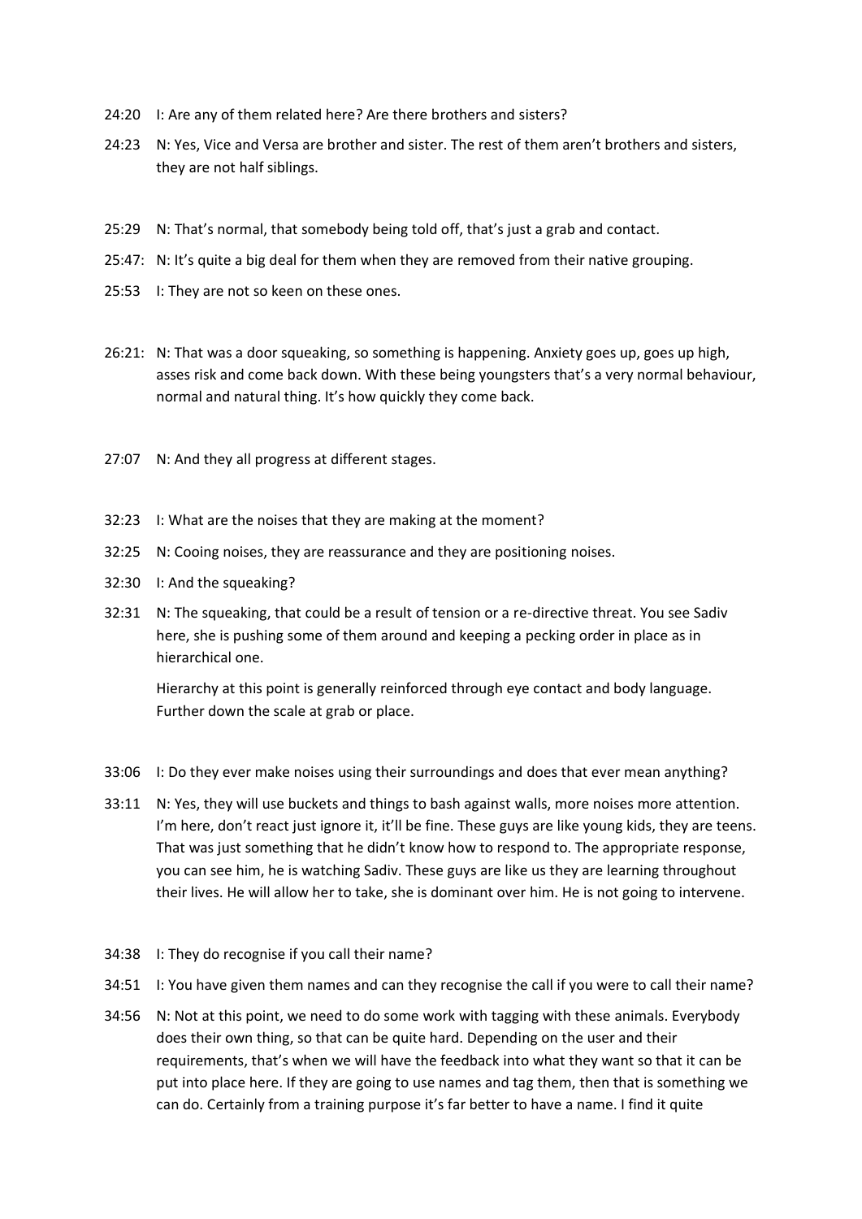24:20 I: Are any of them related here? Are there brothers and sisters?

24:23 N: Yes, Vice and Versa are brother and sister. The rest of them aren't brothers and sisters, they are not half siblings.

25:29 N: That's normal, that somebody being told off, that's just a grab and contact.

25:47: N: It's quite a big deal for them when they are removed from their native grouping.

25:53 I: They are not so keen on these ones.

26:21: N: That was a door squeaking, so something is happening. Anxiety goes up, goes up high, asses risk and come back down. With these being youngsters that's a very normal behaviour, normal and natural thing. It's how quickly they come back.

27:07 N: And they all progress at different stages.

32:23 I: What are the noises that they are making at the moment?

32:25 N: Cooing noises, they are reassurance and they are positioning noises.

32:30 I: And the squeaking?

32:31 N: The squeaking, that could be a result of tension or a re-directive threat. You see Sadiv here, she is pushing some of them around and keeping a pecking order in place as in hierarchical one.

Hierarchy at this point is generally reinforced through eye contact and body language. Further down the scale at grab or place.

33:06 I: Do they ever make noises using their surroundings and does that ever mean anything?

33:11 N: Yes, they will use buckets and things to bash against walls, more noises more attention. I'm here, don't react just ignore it, it'll be fine. These guys are like young kids, they are teens. That was just something that he didn't know how to respond to. The appropriate response, you can see him, he is watching Sadiv. These guys are like us they are learning throughout their lives. He will allow her to take, she is dominant over him. He is not going to intervene.

34:38 I: They do recognise if you call their name?

34:51 I: You have given them names and can they recognise the call if you were to call their name?

34:56 N: Not at this point, we need to do some work with tagging with these animals. Everybody does their own thing, so that can be quite hard. Depending on the user and their requirements, that's when we will have the feedback into what they want so that it can be put into place here. If they are going to use names and tag them, then that is something we can do. Certainly from a training purpose it's far better to have a name. I find it quite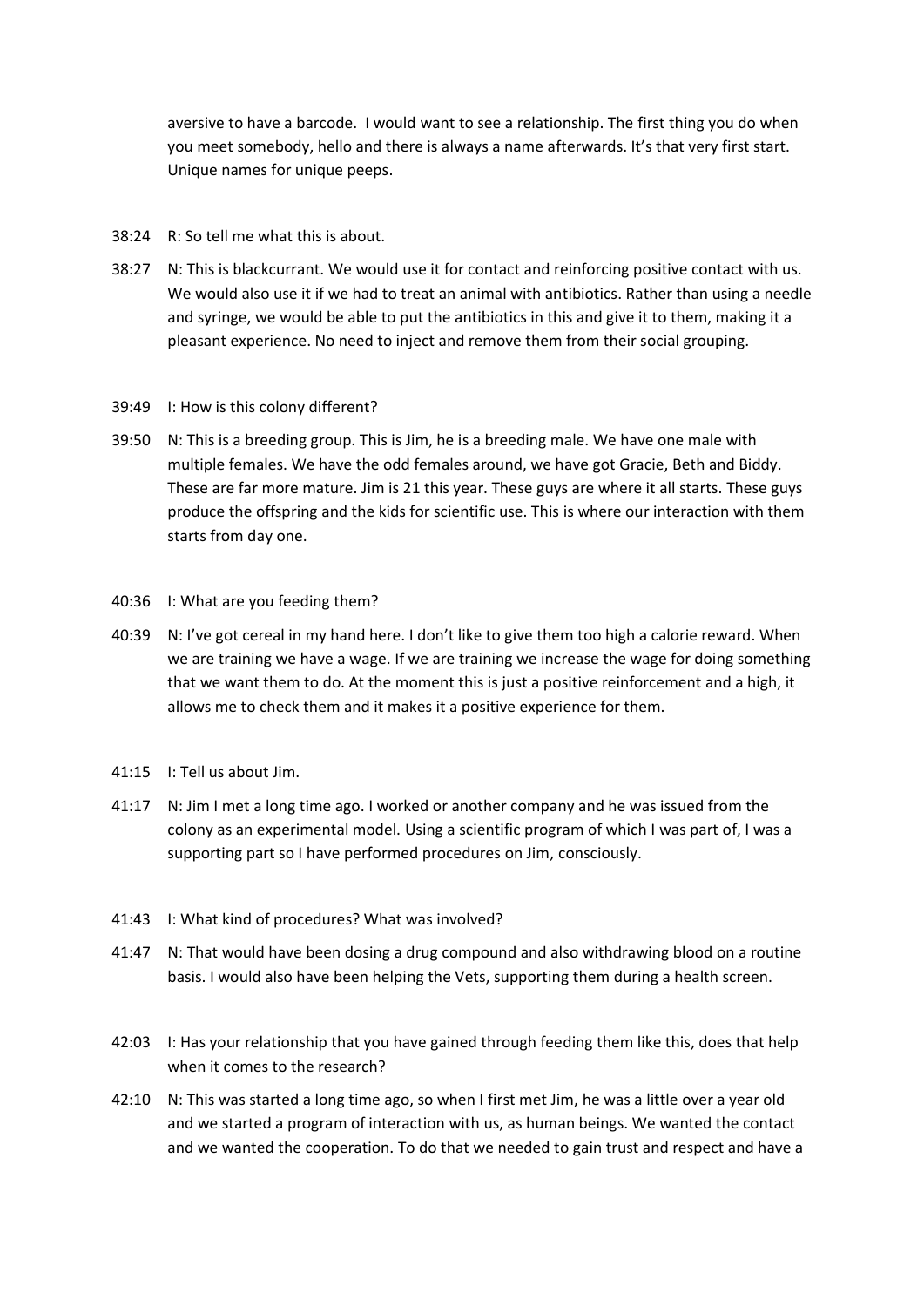aversive to have a barcode. I would want to see a relationship. The first thing you do when you meet somebody, hello and there is always a name afterwards. It's that very first start. Unique names for unique peeps.

38:24 R: So tell me what this is about.

38:27 N: This is blackcurrant. We would use it for contact and reinforcing positive contact with us. We would also use it if we had to treat an animal with antibiotics. Rather than using a needle and syringe, we would be able to put the antibiotics in this and give it to them, making it a pleasant experience. No need to inject and remove them from their social grouping.

39:49 I: How is this colony different?

39:50 N: This is a breeding group. This is Jim, he is a breeding male. We have one male with multiple females. We have the odd females around, we have got Gracie, Beth and Biddy. These are far more mature. Jim is 21 this year. These guys are where it all starts. These guys produce the offspring and the kids for scientific use. This is where our interaction with them starts from day one.

40:36 I: What are you feeding them?

40:39 N: I've got cereal in my hand here. I don't like to give them too high a calorie reward. When we are training we have a wage. If we are training we increase the wage for doing something that we want them to do. At the moment this is just a positive reinforcement and a high, it allows me to check them and it makes it a positive experience for them.

41:15 I: Tell us about Jim.

41:17 N: Jim I met a long time ago. I worked or another company and he was issued from the colony as an experimental model. Using a scientific program of which I was part of, I was a supporting part so I have performed procedures on Jim, consciously.

41:43 I: What kind of procedures? What was involved?

41:47 N: That would have been dosing a drug compound and also withdrawing blood on a routine basis. I would also have been helping the Vets, supporting them during a health screen.

42:03 I: Has your relationship that you have gained through feeding them like this, does that help when it comes to the research?

42:10 N: This was started a long time ago, so when I first met Jim, he was a little over a year old and we started a program of interaction with us, as human beings. We wanted the contact and we wanted the cooperation. To do that we needed to gain trust and respect and have a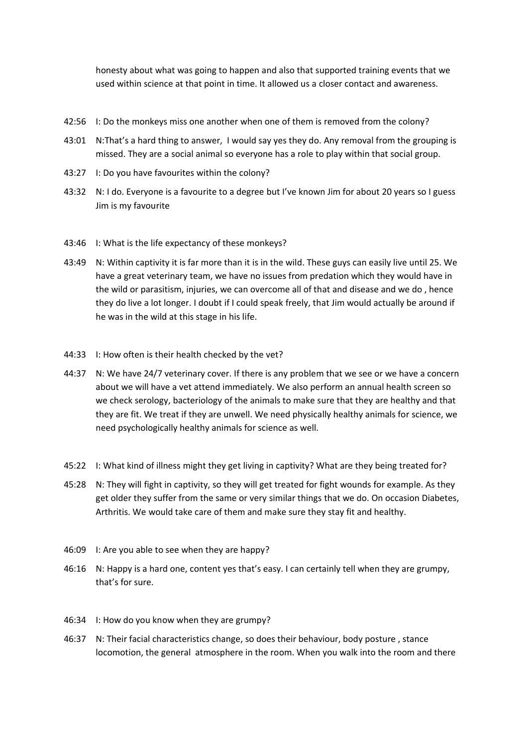honesty about what was going to happen and also that supported training events that we used within science at that point in time. It allowed us a closer contact and awareness.

42:56 I: Do the monkeys miss one another when one of them is removed from the colony?

43:01 N:That's a hard thing to answer, I would say yes they do. Any removal from the grouping is missed. They are a social animal so everyone has a role to play within that social group.

43:27 I: Do you have favourites within the colony?

43:32 N: I do. Everyone is a favourite to a degree but I've known Jim for about 20 years so I guess Jim is my favourite

43:46 I: What is the life expectancy of these monkeys?

43:49 N: Within captivity it is far more than it is in the wild. These guys can easily live until 25. We have a great veterinary team, we have no issues from predation which they would have in the wild or parasitism, injuries, we can overcome all of that and disease and we do , hence they do live a lot longer. I doubt if I could speak freely, that Jim would actually be around if he was in the wild at this stage in his life.

44:33 I: How often is their health checked by the vet?

44:37 N: We have 24/7 veterinary cover. If there is any problem that we see or we have a concern about we will have a vet attend immediately. We also perform an annual health screen so we check serology, bacteriology of the animals to make sure that they are healthy and that they are fit. We treat if they are unwell. We need physically healthy animals for science, we need psychologically healthy animals for science as well.

45:22 I: What kind of illness might they get living in captivity? What are they being treated for?

45:28 N: They will fight in captivity, so they will get treated for fight wounds for example. As they get older they suffer from the same or very similar things that we do. On occasion Diabetes, Arthritis. We would take care of them and make sure they stay fit and healthy.

46:09 I: Are you able to see when they are happy?

46:16 N: Happy is a hard one, content yes that's easy. I can certainly tell when they are grumpy, that's for sure.

46:34 I: How do you know when they are grumpy?

46:37 N: Their facial characteristics change, so does their behaviour, body posture , stance locomotion, the general atmosphere in the room. When you walk into the room and there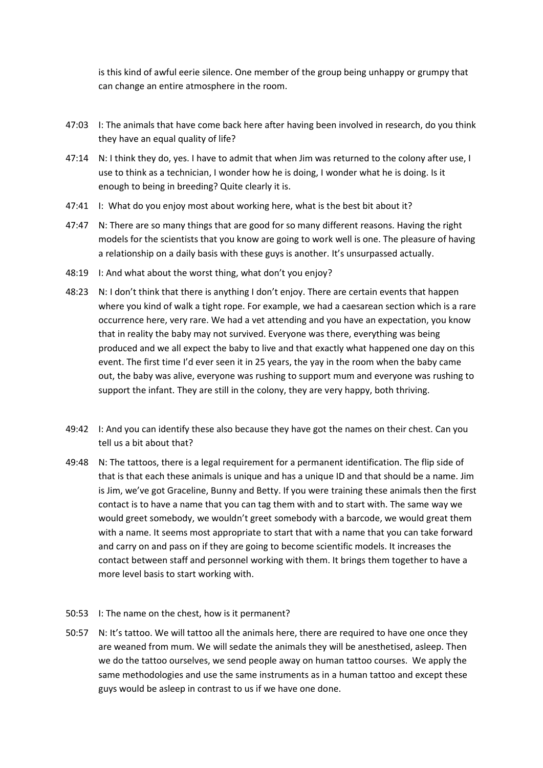is this kind of awful eerie silence. One member of the group being unhappy or grumpy that can change an entire atmosphere in the room.

47:03 I: The animals that have come back here after having been involved in research, do you think they have an equal quality of life?

47:14 N: I think they do, yes. I have to admit that when Jim was returned to the colony after use, I use to think as a technician, I wonder how he is doing, I wonder what he is doing. Is it enough to being in breeding? Quite clearly it is.

47:41 I: What do you enjoy most about working here, what is the best bit about it?

47:47 N: There are so many things that are good for so many different reasons. Having the right models for the scientists that you know are going to work well is one. The pleasure of having a relationship on a daily basis with these guys is another. It's unsurpassed actually.

48:19 I: And what about the worst thing, what don't you enjoy?

48:23 N: I don't think that there is anything I don't enjoy. There are certain events that happen where you kind of walk a tight rope. For example, we had a caesarean section which is a rare occurrence here, very rare. We had a vet attending and you have an expectation, you know that in reality the baby may not survived. Everyone was there, everything was being produced and we all expect the baby to live and that exactly what happened one day on this event. The first time I'd ever seen it in 25 years, the yay in the room when the baby came out, the baby was alive, everyone was rushing to support mum and everyone was rushing to support the infant. They are still in the colony, they are very happy, both thriving.

49:42 I: And you can identify these also because they have got the names on their chest. Can you tell us a bit about that?

49:48 N: The tattoos, there is a legal requirement for a permanent identification. The flip side of that is that each these animals is unique and has a unique ID and that should be a name. Jim is Jim, we've got Graceline, Bunny and Betty. If you were training these animals then the first contact is to have a name that you can tag them with and to start with. The same way we would greet somebody, we wouldn't greet somebody with a barcode, we would great them with a name. It seems most appropriate to start that with a name that you can take forward and carry on and pass on if they are going to become scientific models. It increases the contact between staff and personnel working with them. It brings them together to have a more level basis to start working with.

50:53 I: The name on the chest, how is it permanent?

50:57 N: It's tattoo. We will tattoo all the animals here, there are required to have one once they are weaned from mum. We will sedate the animals they will be anesthetised, asleep. Then we do the tattoo ourselves, we send people away on human tattoo courses. We apply the same methodologies and use the same instruments as in a human tattoo and except these guys would be asleep in contrast to us if we have one done.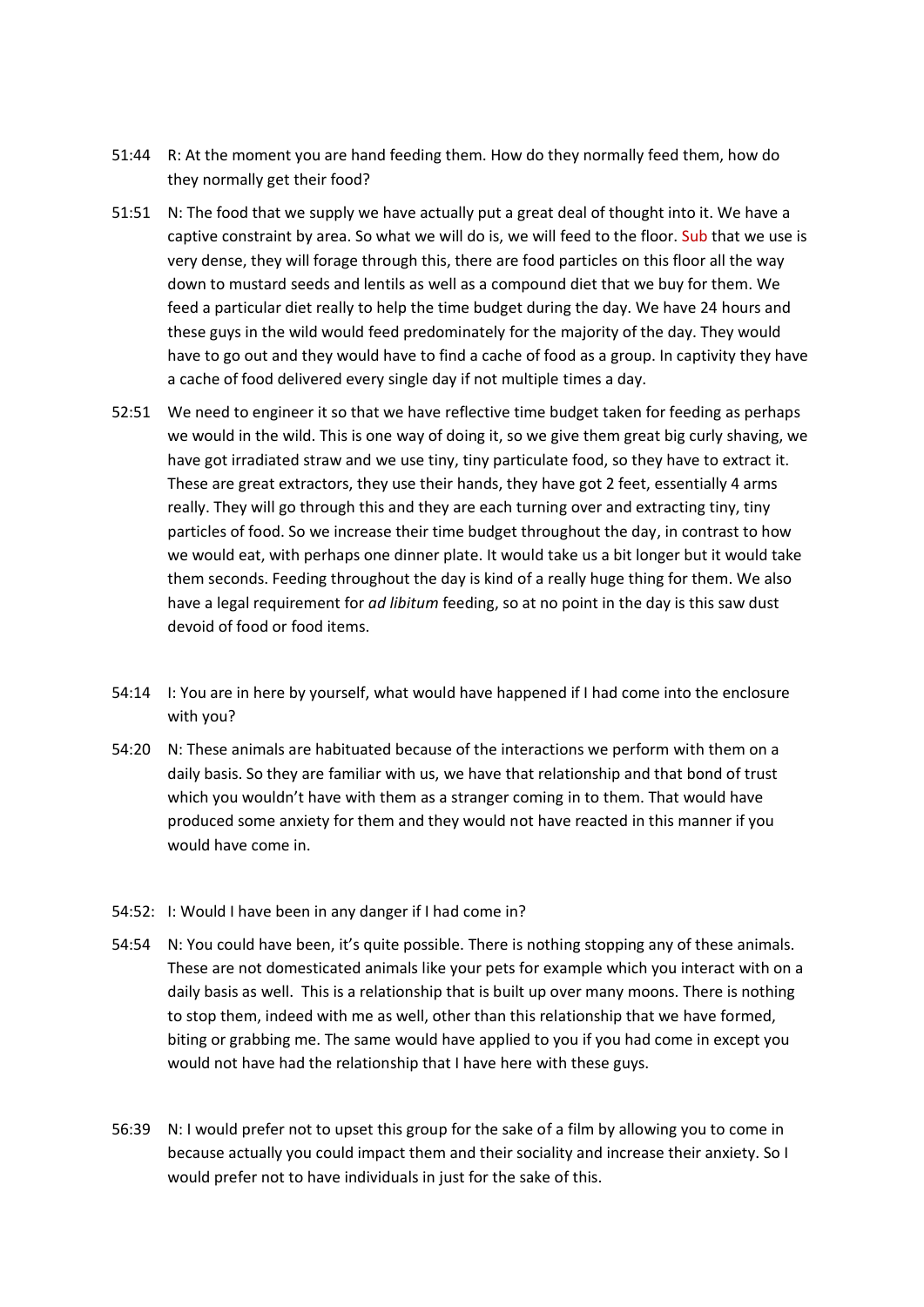51:44 R: At the moment you are hand feeding them. How do they normally feed them, how do they normally get their food?

51:51 N: The food that we supply we have actually put a great deal of thought into it. We have a captive constraint by area. So what we will do is, we will feed to the floor. Sub that we use is very dense, they will forage through this, there are food particles on this floor all the way down to mustard seeds and lentils as well as a compound diet that we buy for them. We feed a particular diet really to help the time budget during the day. We have 24 hours and these guys in the wild would feed predominately for the majority of the day. They would have to go out and they would have to find a cache of food as a group. In captivity they have a cache of food delivered every single day if not multiple times a day.

52:51 We need to engineer it so that we have reflective time budget taken for feeding as perhaps we would in the wild. This is one way of doing it, so we give them great big curly shaving, we have got irradiated straw and we use tiny, tiny particulate food, so they have to extract it. These are great extractors, they use their hands, they have got 2 feet, essentially 4 arms really. They will go through this and they are each turning over and extracting tiny, tiny particles of food. So we increase their time budget throughout the day, in contrast to how we would eat, with perhaps one dinner plate. It would take us a bit longer but it would take them seconds. Feeding throughout the day is kind of a really huge thing for them. We also have a legal requirement for *ad libitum* feeding, so at no point in the day is this saw dust devoid of food or food items.

54:14 I: You are in here by yourself, what would have happened if I had come into the enclosure with you?

54:20 N: These animals are habituated because of the interactions we perform with them on a daily basis. So they are familiar with us, we have that relationship and that bond of trust which you wouldn't have with them as a stranger coming in to them. That would have produced some anxiety for them and they would not have reacted in this manner if you would have come in.

54:52: I: Would I have been in any danger if I had come in?

54:54 N: You could have been, it's quite possible. There is nothing stopping any of these animals. These are not domesticated animals like your pets for example which you interact with on a daily basis as well. This is a relationship that is built up over many moons. There is nothing to stop them, indeed with me as well, other than this relationship that we have formed, biting or grabbing me. The same would have applied to you if you had come in except you would not have had the relationship that I have here with these guys.

56:39 N: I would prefer not to upset this group for the sake of a film by allowing you to come in because actually you could impact them and their sociality and increase their anxiety. So I would prefer not to have individuals in just for the sake of this.